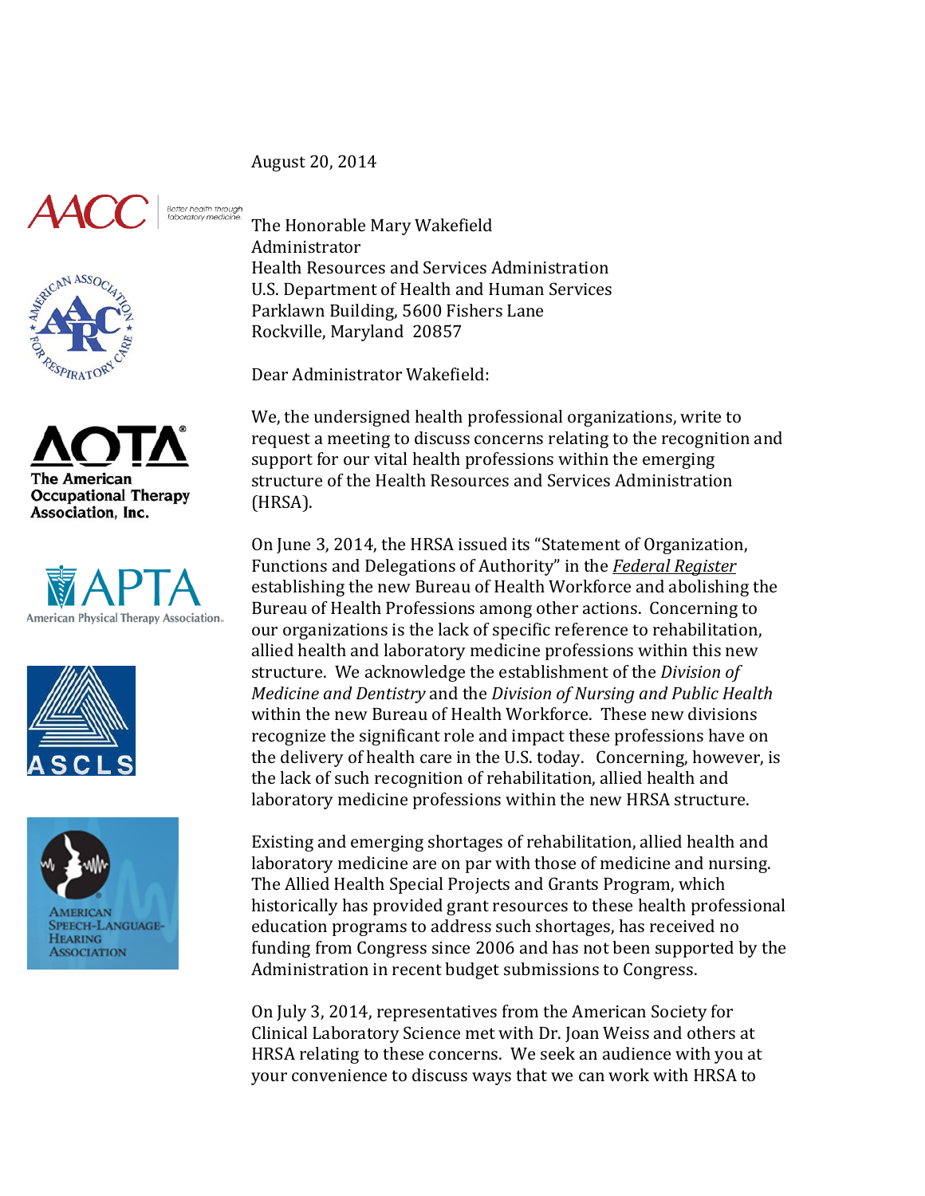August 20, 2014

The Honorable Mary Wakefield
Administrator
Health Resources and Services Administration
U.S. Department of Health and Human Services
Parklawn Building, 5600 Fishers Lane
Rockville, Maryland 20857

Dear Administrator Wakefield:

We, the undersigned health professional organizations, write to request a meeting to discuss concerns relating to the recognition and support for our vital health professions within the emerging structure of the Health Resources and Services Administration (HRSA).

On June 3, 2014, the HRSA issued its "Statement of Organization, Functions and Delegations of Authority" in the *Federal Register* establishing the new Bureau of Health Workforce and abolishing the Bureau of Health Professions among other actions. Concerning to our organizations is the lack of specific reference to rehabilitation, allied health and laboratory medicine professions within this new structure. We acknowledge the establishment of the *Division of Medicine and Dentistry* and the *Division of Nursing and Public Health* within the new Bureau of Health Workforce. These new divisions recognize the significant role and impact these professions have on the delivery of health care in the U.S. today. Concerning, however, is the lack of such recognition of rehabilitation, allied health and laboratory medicine professions within the new HRSA structure.

Existing and emerging shortages of rehabilitation, allied health and laboratory medicine are on par with those of medicine and nursing. The Allied Health Special Projects and Grants Program, which historically has provided grant resources to these health professional education programs to address such shortages, has received no funding from Congress since 2006 and has not been supported by the Administration in recent budget submissions to Congress.

On July 3, 2014, representatives from the American Society for Clinical Laboratory Science met with Dr. Joan Weiss and others at HRSA relating to these concerns. We seek an audience with you at your convenience to discuss ways that we can work with HRSA to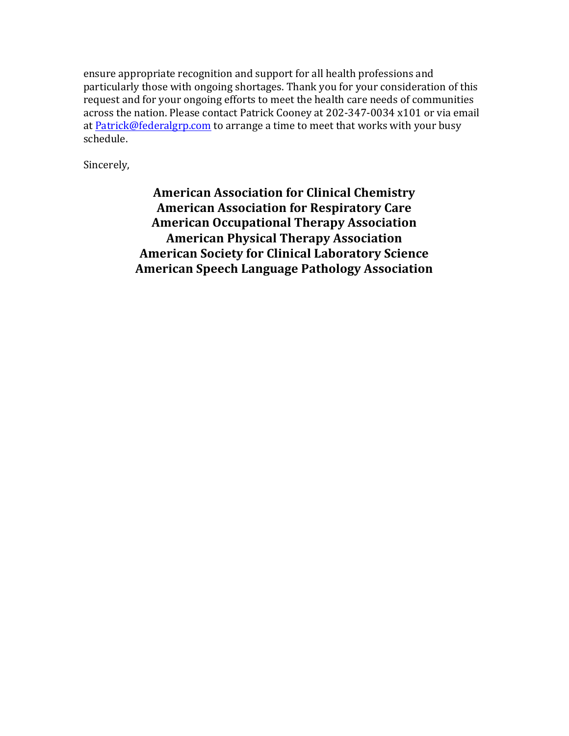ensure appropriate recognition and support for all health professions and particularly those with ongoing shortages. Thank you for your consideration of this request and for your ongoing efforts to meet the health care needs of communities across the nation. Please contact Patrick Cooney at 202-347-0034 x101 or via email at Patrick@federalgrp.com to arrange a time to meet that works with your busy schedule.

Sincerely,

**American Association for Clinical Chemistry**
**American Association for Respiratory Care**
**American Occupational Therapy Association**
**American Physical Therapy Association**
**American Society for Clinical Laboratory Science**
**American Speech Language Pathology Association**